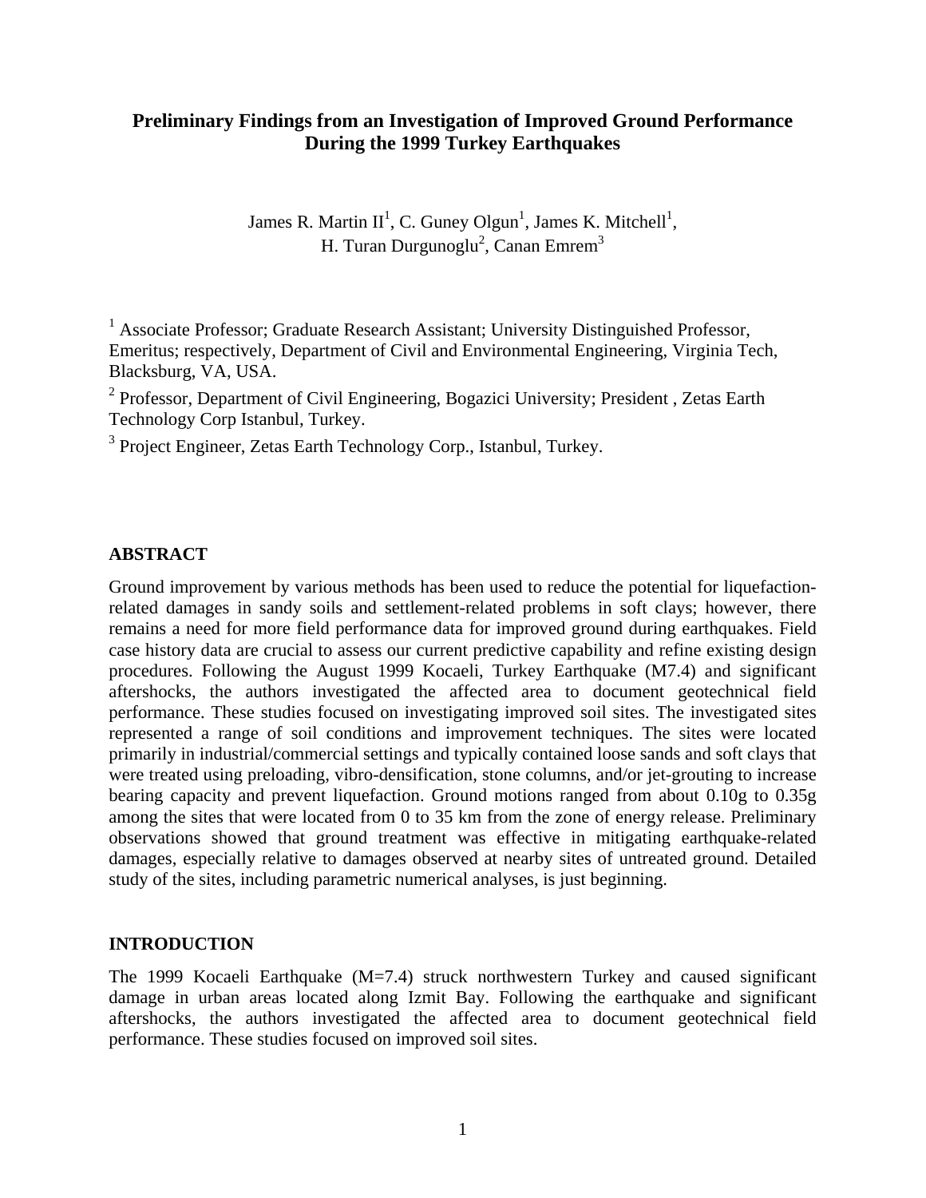# Preliminary Findings from an Investigation of Improved Ground Performance During the 1999 Turkey Earthquakes

James R. Martin II[1], C. Guney Olgun[1], James K. Mitchell[1], H. Turan Durgunoglu[2], Canan Emrem[3]

[1] Associate Professor; Graduate Research Assistant; University Distinguished Professor, Emeritus; respectively, Department of Civil and Environmental Engineering, Virginia Tech, Blacksburg, VA, USA.

[2] Professor, Department of Civil Engineering, Bogazici University; President , Zetas Earth Technology Corp Istanbul, Turkey.

[3] Project Engineer, Zetas Earth Technology Corp., Istanbul, Turkey.

## ABSTRACT

Ground improvement by various methods has been used to reduce the potential for liquefaction-related damages in sandy soils and settlement-related problems in soft clays; however, there remains a need for more field performance data for improved ground during earthquakes. Field case history data are crucial to assess our current predictive capability and refine existing design procedures. Following the August 1999 Kocaeli, Turkey Earthquake (M7.4) and significant aftershocks, the authors investigated the affected area to document geotechnical field performance. These studies focused on investigating improved soil sites. The investigated sites represented a range of soil conditions and improvement techniques. The sites were located primarily in industrial/commercial settings and typically contained loose sands and soft clays that were treated using preloading, vibro-densification, stone columns, and/or jet-grouting to increase bearing capacity and prevent liquefaction. Ground motions ranged from about 0.10g to 0.35g among the sites that were located from 0 to 35 km from the zone of energy release. Preliminary observations showed that ground treatment was effective in mitigating earthquake-related damages, especially relative to damages observed at nearby sites of untreated ground. Detailed study of the sites, including parametric numerical analyses, is just beginning.

## INTRODUCTION

The 1999 Kocaeli Earthquake (M=7.4) struck northwestern Turkey and caused significant damage in urban areas located along Izmit Bay. Following the earthquake and significant aftershocks, the authors investigated the affected area to document geotechnical field performance. These studies focused on improved soil sites.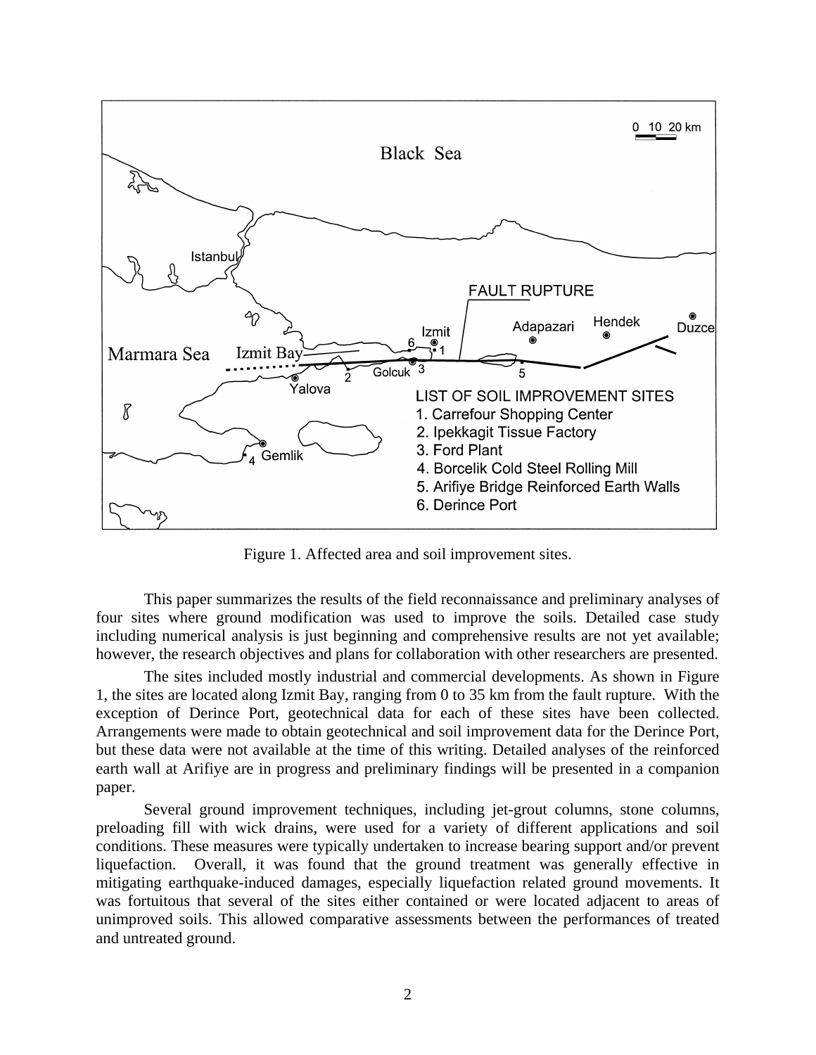Figure 1. Affected area and soil improvement sites.

This paper summarizes the results of the field reconnaissance and preliminary analyses of four sites where ground modification was used to improve the soils. Detailed case study including numerical analysis is just beginning and comprehensive results are not yet available; however, the research objectives and plans for collaboration with other researchers are presented.

The sites included mostly industrial and commercial developments. As shown in Figure 1, the sites are located along Izmit Bay, ranging from 0 to 35 km from the fault rupture. With the exception of Derince Port, geotechnical data for each of these sites have been collected. Arrangements were made to obtain geotechnical and soil improvement data for the Derince Port, but these data were not available at the time of this writing. Detailed analyses of the reinforced earth wall at Arifiye are in progress and preliminary findings will be presented in a companion paper.

Several ground improvement techniques, including jet-grout columns, stone columns, preloading fill with wick drains, were used for a variety of different applications and soil conditions. These measures were typically undertaken to increase bearing support and/or prevent liquefaction. Overall, it was found that the ground treatment was generally effective in mitigating earthquake-induced damages, especially liquefaction related ground movements. It was fortuitous that several of the sites either contained or were located adjacent to areas of unimproved soils. This allowed comparative assessments between the performances of treated and untreated ground.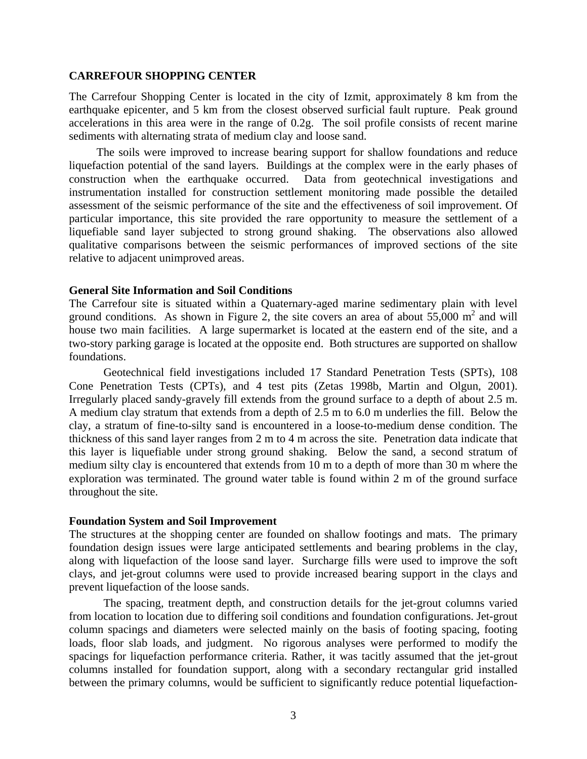## CARREFOUR SHOPPING CENTER

The Carrefour Shopping Center is located in the city of Izmit, approximately 8 km from the earthquake epicenter, and 5 km from the closest observed surficial fault rupture. Peak ground accelerations in this area were in the range of 0.2g. The soil profile consists of recent marine sediments with alternating strata of medium clay and loose sand.

The soils were improved to increase bearing support for shallow foundations and reduce liquefaction potential of the sand layers. Buildings at the complex were in the early phases of construction when the earthquake occurred. Data from geotechnical investigations and instrumentation installed for construction settlement monitoring made possible the detailed assessment of the seismic performance of the site and the effectiveness of soil improvement. Of particular importance, this site provided the rare opportunity to measure the settlement of a liquefiable sand layer subjected to strong ground shaking. The observations also allowed qualitative comparisons between the seismic performances of improved sections of the site relative to adjacent unimproved areas.

### General Site Information and Soil Conditions

The Carrefour site is situated within a Quaternary-aged marine sedimentary plain with level ground conditions. As shown in Figure 2, the site covers an area of about 55,000 $m^2$ and will house two main facilities. A large supermarket is located at the eastern end of the site, and a two-story parking garage is located at the opposite end. Both structures are supported on shallow foundations.

Geotechnical field investigations included 17 Standard Penetration Tests (SPTs), 108 Cone Penetration Tests (CPTs), and 4 test pits (Zetas 1998b, Martin and Olgun, 2001). Irregularly placed sandy-gravely fill extends from the ground surface to a depth of about 2.5 m. A medium clay stratum that extends from a depth of 2.5 m to 6.0 m underlies the fill. Below the clay, a stratum of fine-to-silty sand is encountered in a loose-to-medium dense condition. The thickness of this sand layer ranges from 2 m to 4 m across the site. Penetration data indicate that this layer is liquefiable under strong ground shaking. Below the sand, a second stratum of medium silty clay is encountered that extends from 10 m to a depth of more than 30 m where the exploration was terminated. The ground water table is found within 2 m of the ground surface throughout the site.

### Foundation System and Soil Improvement

The structures at the shopping center are founded on shallow footings and mats. The primary foundation design issues were large anticipated settlements and bearing problems in the clay, along with liquefaction of the loose sand layer. Surcharge fills were used to improve the soft clays, and jet-grout columns were used to provide increased bearing support in the clays and prevent liquefaction of the loose sands.

The spacing, treatment depth, and construction details for the jet-grout columns varied from location to location due to differing soil conditions and foundation configurations. Jet-grout column spacings and diameters were selected mainly on the basis of footing spacing, footing loads, floor slab loads, and judgment. No rigorous analyses were performed to modify the spacings for liquefaction performance criteria. Rather, it was tacitly assumed that the jet-grout columns installed for foundation support, along with a secondary rectangular grid installed between the primary columns, would be sufficient to significantly reduce potential liquefaction-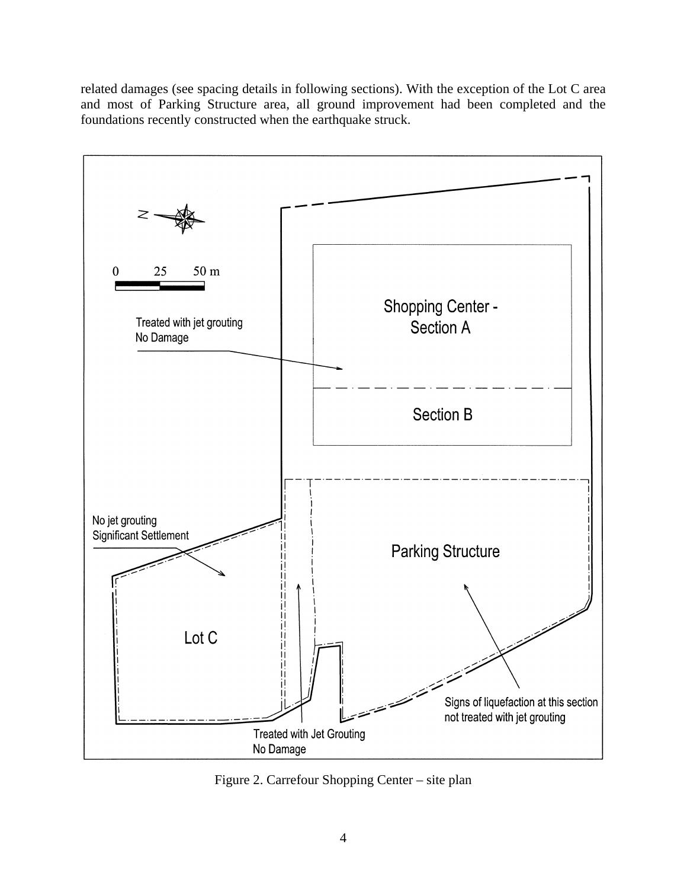related damages (see spacing details in following sections). With the exception of the Lot C area and most of Parking Structure area, all ground improvement had been completed and the foundations recently constructed when the earthquake struck.

Figure 2. Carrefour Shopping Center – site plan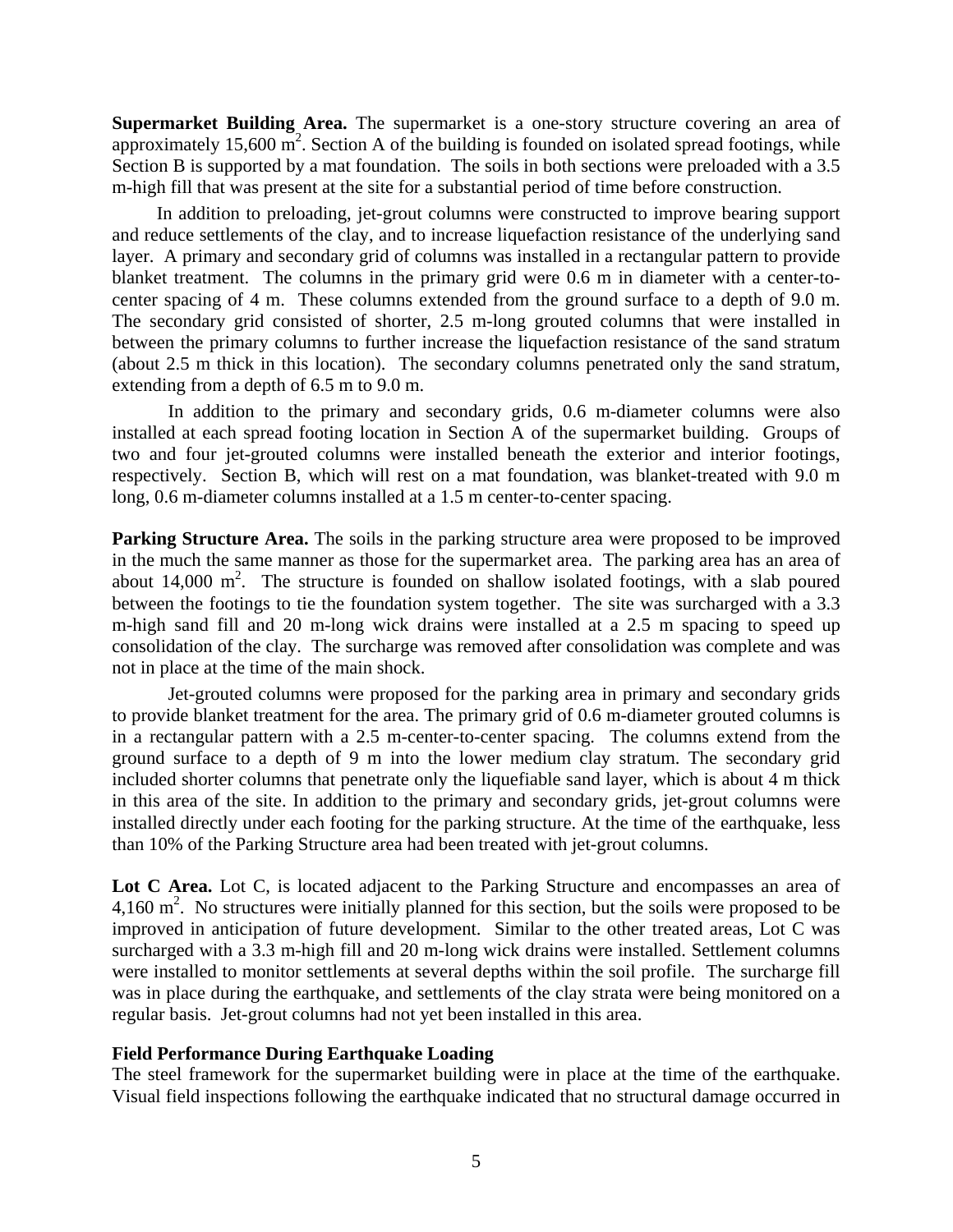**Supermarket Building Area.** The supermarket is a one-story structure covering an area of approximately 15,600 $m^2$. Section A of the building is founded on isolated spread footings, while Section B is supported by a mat foundation. The soils in both sections were preloaded with a 3.5 m-high fill that was present at the site for a substantial period of time before construction.

In addition to preloading, jet-grout columns were constructed to improve bearing support and reduce settlements of the clay, and to increase liquefaction resistance of the underlying sand layer. A primary and secondary grid of columns was installed in a rectangular pattern to provide blanket treatment. The columns in the primary grid were 0.6 m in diameter with a center-to-center spacing of 4 m. These columns extended from the ground surface to a depth of 9.0 m. The secondary grid consisted of shorter, 2.5 m-long grouted columns that were installed in between the primary columns to further increase the liquefaction resistance of the sand stratum (about 2.5 m thick in this location). The secondary columns penetrated only the sand stratum, extending from a depth of 6.5 m to 9.0 m.

In addition to the primary and secondary grids, 0.6 m-diameter columns were also installed at each spread footing location in Section A of the supermarket building. Groups of two and four jet-grouted columns were installed beneath the exterior and interior footings, respectively. Section B, which will rest on a mat foundation, was blanket-treated with 9.0 m long, 0.6 m-diameter columns installed at a 1.5 m center-to-center spacing.

**Parking Structure Area.** The soils in the parking structure area were proposed to be improved in the much the same manner as those for the supermarket area. The parking area has an area of about 14,000 $m^2$. The structure is founded on shallow isolated footings, with a slab poured between the footings to tie the foundation system together. The site was surcharged with a 3.3 m-high sand fill and 20 m-long wick drains were installed at a 2.5 m spacing to speed up consolidation of the clay. The surcharge was removed after consolidation was complete and was not in place at the time of the main shock.

Jet-grouted columns were proposed for the parking area in primary and secondary grids to provide blanket treatment for the area. The primary grid of 0.6 m-diameter grouted columns is in a rectangular pattern with a 2.5 m-center-to-center spacing. The columns extend from the ground surface to a depth of 9 m into the lower medium clay stratum. The secondary grid included shorter columns that penetrate only the liquefiable sand layer, which is about 4 m thick in this area of the site. In addition to the primary and secondary grids, jet-grout columns were installed directly under each footing for the parking structure. At the time of the earthquake, less than 10% of the Parking Structure area had been treated with jet-grout columns.

**Lot C Area.** Lot C, is located adjacent to the Parking Structure and encompasses an area of 4,160 $m^2$. No structures were initially planned for this section, but the soils were proposed to be improved in anticipation of future development. Similar to the other treated areas, Lot C was surcharged with a 3.3 m-high fill and 20 m-long wick drains were installed. Settlement columns were installed to monitor settlements at several depths within the soil profile. The surcharge fill was in place during the earthquake, and settlements of the clay strata were being monitored on a regular basis. Jet-grout columns had not yet been installed in this area.

**Field Performance During Earthquake Loading**

The steel framework for the supermarket building were in place at the time of the earthquake. Visual field inspections following the earthquake indicated that no structural damage occurred in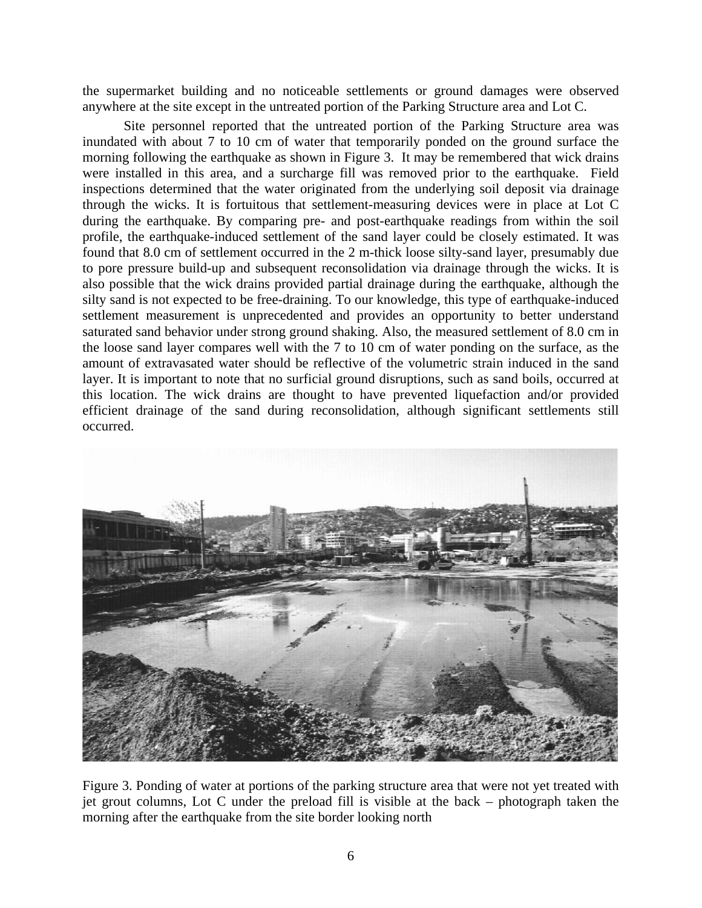the supermarket building and no noticeable settlements or ground damages were observed anywhere at the site except in the untreated portion of the Parking Structure area and Lot C.

Site personnel reported that the untreated portion of the Parking Structure area was inundated with about 7 to 10 cm of water that temporarily ponded on the ground surface the morning following the earthquake as shown in Figure 3. It may be remembered that wick drains were installed in this area, and a surcharge fill was removed prior to the earthquake. Field inspections determined that the water originated from the underlying soil deposit via drainage through the wicks. It is fortuitous that settlement-measuring devices were in place at Lot C during the earthquake. By comparing pre- and post-earthquake readings from within the soil profile, the earthquake-induced settlement of the sand layer could be closely estimated. It was found that 8.0 cm of settlement occurred in the 2 m-thick loose silty-sand layer, presumably due to pore pressure build-up and subsequent reconsolidation via drainage through the wicks. It is also possible that the wick drains provided partial drainage during the earthquake, although the silty sand is not expected to be free-draining. To our knowledge, this type of earthquake-induced settlement measurement is unprecedented and provides an opportunity to better understand saturated sand behavior under strong ground shaking. Also, the measured settlement of 8.0 cm in the loose sand layer compares well with the 7 to 10 cm of water ponding on the surface, as the amount of extravasated water should be reflective of the volumetric strain induced in the sand layer. It is important to note that no surficial ground disruptions, such as sand boils, occurred at this location. The wick drains are thought to have prevented liquefaction and/or provided efficient drainage of the sand during reconsolidation, although significant settlements still occurred.

Figure 3. Ponding of water at portions of the parking structure area that were not yet treated with jet grout columns, Lot C under the preload fill is visible at the back – photograph taken the morning after the earthquake from the site border looking north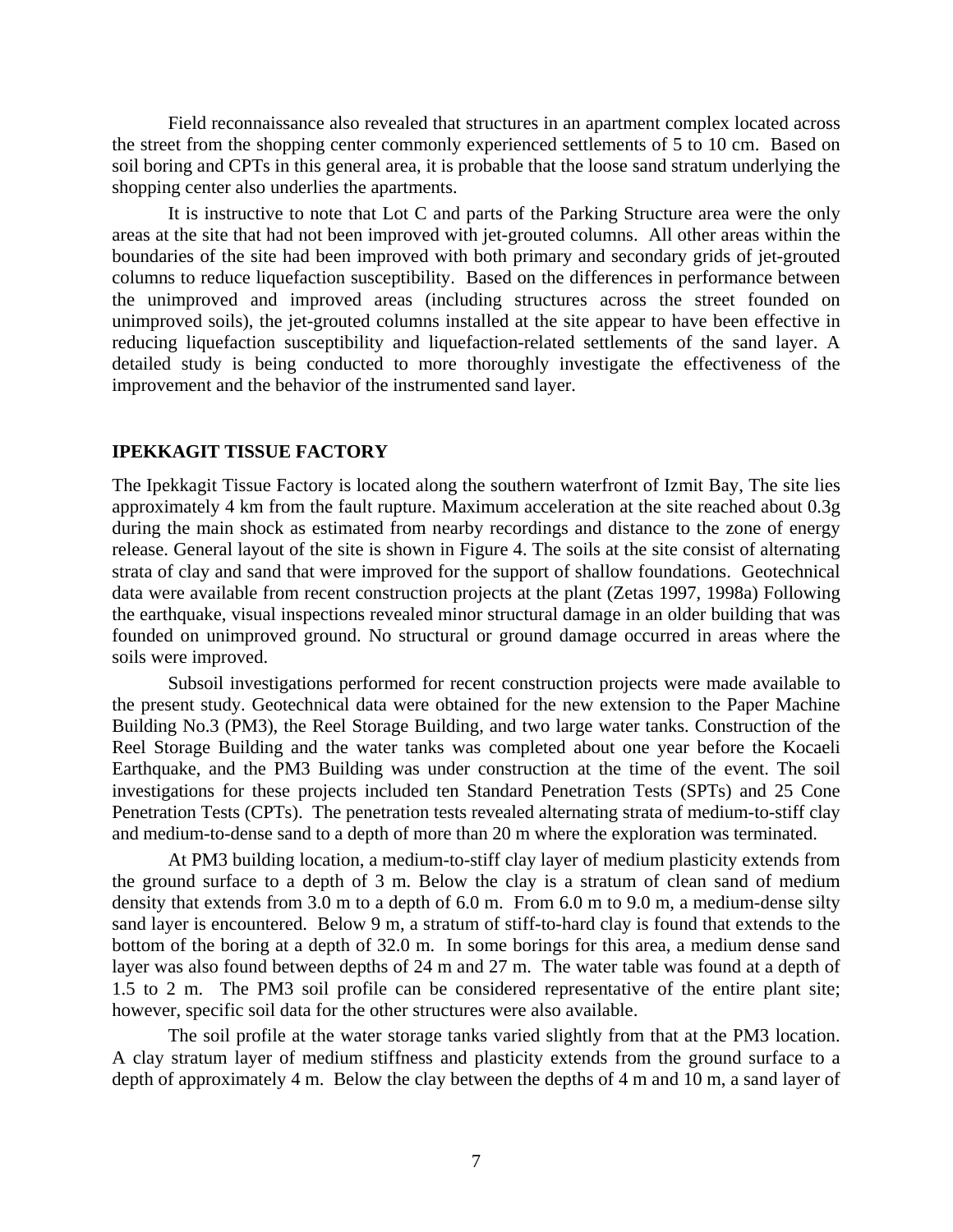Field reconnaissance also revealed that structures in an apartment complex located across the street from the shopping center commonly experienced settlements of 5 to 10 cm. Based on soil boring and CPTs in this general area, it is probable that the loose sand stratum underlying the shopping center also underlies the apartments.

It is instructive to note that Lot C and parts of the Parking Structure area were the only areas at the site that had not been improved with jet-grouted columns. All other areas within the boundaries of the site had been improved with both primary and secondary grids of jet-grouted columns to reduce liquefaction susceptibility. Based on the differences in performance between the unimproved and improved areas (including structures across the street founded on unimproved soils), the jet-grouted columns installed at the site appear to have been effective in reducing liquefaction susceptibility and liquefaction-related settlements of the sand layer. A detailed study is being conducted to more thoroughly investigate the effectiveness of the improvement and the behavior of the instrumented sand layer.

## IPEKKAGIT TISSUE FACTORY

The Ipekkagit Tissue Factory is located along the southern waterfront of Izmit Bay, The site lies approximately 4 km from the fault rupture. Maximum acceleration at the site reached about 0.3g during the main shock as estimated from nearby recordings and distance to the zone of energy release. General layout of the site is shown in Figure 4. The soils at the site consist of alternating strata of clay and sand that were improved for the support of shallow foundations. Geotechnical data were available from recent construction projects at the plant (Zetas 1997, 1998a) Following the earthquake, visual inspections revealed minor structural damage in an older building that was founded on unimproved ground. No structural or ground damage occurred in areas where the soils were improved.

Subsoil investigations performed for recent construction projects were made available to the present study. Geotechnical data were obtained for the new extension to the Paper Machine Building No.3 (PM3), the Reel Storage Building, and two large water tanks. Construction of the Reel Storage Building and the water tanks was completed about one year before the Kocaeli Earthquake, and the PM3 Building was under construction at the time of the event. The soil investigations for these projects included ten Standard Penetration Tests (SPTs) and 25 Cone Penetration Tests (CPTs). The penetration tests revealed alternating strata of medium-to-stiff clay and medium-to-dense sand to a depth of more than 20 m where the exploration was terminated.

At PM3 building location, a medium-to-stiff clay layer of medium plasticity extends from the ground surface to a depth of 3 m. Below the clay is a stratum of clean sand of medium density that extends from 3.0 m to a depth of 6.0 m. From 6.0 m to 9.0 m, a medium-dense silty sand layer is encountered. Below 9 m, a stratum of stiff-to-hard clay is found that extends to the bottom of the boring at a depth of 32.0 m. In some borings for this area, a medium dense sand layer was also found between depths of 24 m and 27 m. The water table was found at a depth of 1.5 to 2 m. The PM3 soil profile can be considered representative of the entire plant site; however, specific soil data for the other structures were also available.

The soil profile at the water storage tanks varied slightly from that at the PM3 location. A clay stratum layer of medium stiffness and plasticity extends from the ground surface to a depth of approximately 4 m. Below the clay between the depths of 4 m and 10 m, a sand layer of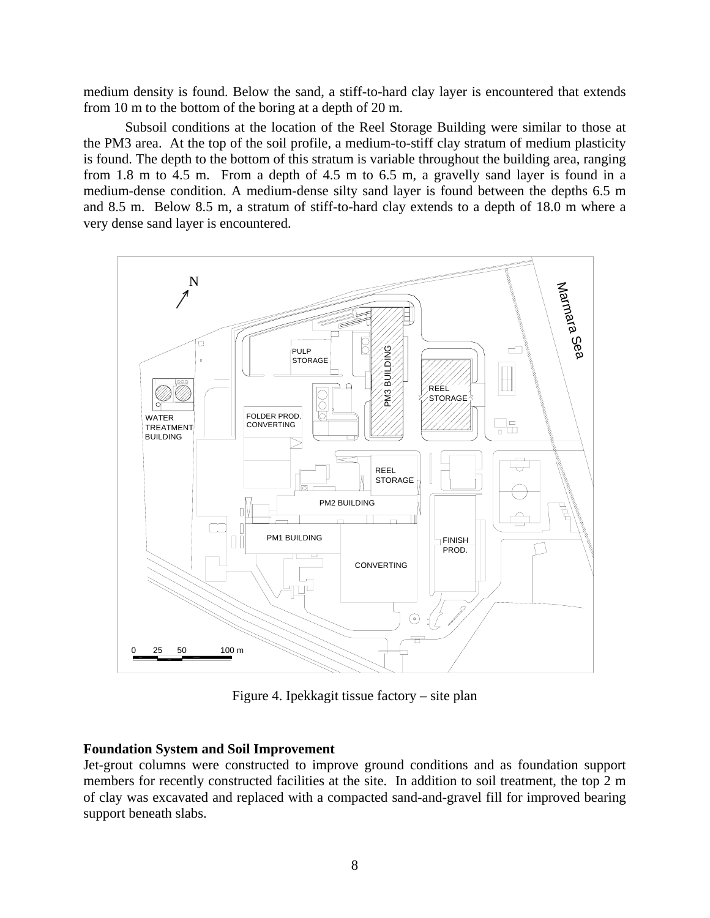medium density is found. Below the sand, a stiff-to-hard clay layer is encountered that extends from 10 m to the bottom of the boring at a depth of 20 m.

Subsoil conditions at the location of the Reel Storage Building were similar to those at the PM3 area. At the top of the soil profile, a medium-to-stiff clay stratum of medium plasticity is found. The depth to the bottom of this stratum is variable throughout the building area, ranging from 1.8 m to 4.5 m. From a depth of 4.5 m to 6.5 m, a gravelly sand layer is found in a medium-dense condition. A medium-dense silty sand layer is found between the depths 6.5 m and 8.5 m. Below 8.5 m, a stratum of stiff-to-hard clay extends to a depth of 18.0 m where a very dense sand layer is encountered.

Figure 4. Ipekkagit tissue factory – site plan

**Foundation System and Soil Improvement**

Jet-grout columns were constructed to improve ground conditions and as foundation support members for recently constructed facilities at the site. In addition to soil treatment, the top 2 m of clay was excavated and replaced with a compacted sand-and-gravel fill for improved bearing support beneath slabs.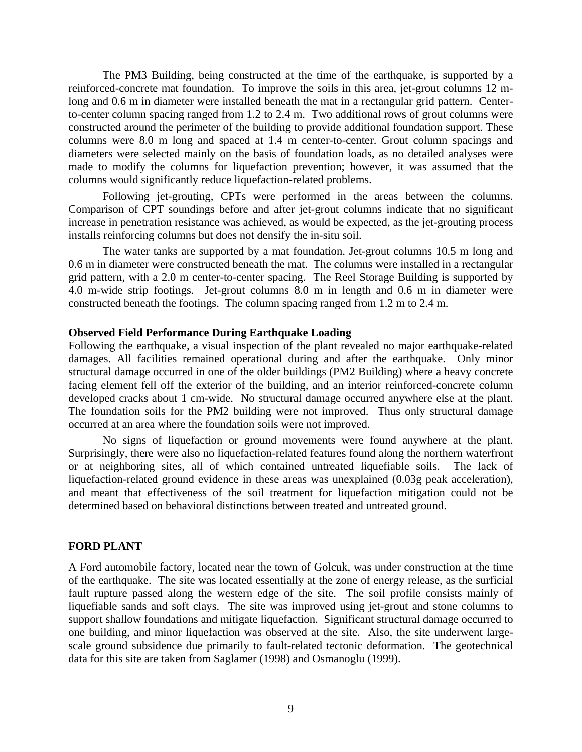The PM3 Building, being constructed at the time of the earthquake, is supported by a reinforced-concrete mat foundation. To improve the soils in this area, jet-grout columns 12 m-long and 0.6 m in diameter were installed beneath the mat in a rectangular grid pattern. Center-to-center column spacing ranged from 1.2 to 2.4 m. Two additional rows of grout columns were constructed around the perimeter of the building to provide additional foundation support. These columns were 8.0 m long and spaced at 1.4 m center-to-center. Grout column spacings and diameters were selected mainly on the basis of foundation loads, as no detailed analyses were made to modify the columns for liquefaction prevention; however, it was assumed that the columns would significantly reduce liquefaction-related problems.

Following jet-grouting, CPTs were performed in the areas between the columns. Comparison of CPT soundings before and after jet-grout columns indicate that no significant increase in penetration resistance was achieved, as would be expected, as the jet-grouting process installs reinforcing columns but does not densify the in-situ soil.

The water tanks are supported by a mat foundation. Jet-grout columns 10.5 m long and 0.6 m in diameter were constructed beneath the mat. The columns were installed in a rectangular grid pattern, with a 2.0 m center-to-center spacing. The Reel Storage Building is supported by 4.0 m-wide strip footings. Jet-grout columns 8.0 m in length and 0.6 m in diameter were constructed beneath the footings. The column spacing ranged from 1.2 m to 2.4 m.

**Observed Field Performance During Earthquake Loading**

Following the earthquake, a visual inspection of the plant revealed no major earthquake-related damages. All facilities remained operational during and after the earthquake. Only minor structural damage occurred in one of the older buildings (PM2 Building) where a heavy concrete facing element fell off the exterior of the building, and an interior reinforced-concrete column developed cracks about 1 cm-wide. No structural damage occurred anywhere else at the plant. The foundation soils for the PM2 building were not improved. Thus only structural damage occurred at an area where the foundation soils were not improved.

No signs of liquefaction or ground movements were found anywhere at the plant. Surprisingly, there were also no liquefaction-related features found along the northern waterfront or at neighboring sites, all of which contained untreated liquefiable soils. The lack of liquefaction-related ground evidence in these areas was unexplained (0.03g peak acceleration), and meant that effectiveness of the soil treatment for liquefaction mitigation could not be determined based on behavioral distinctions between treated and untreated ground.

## FORD PLANT

A Ford automobile factory, located near the town of Golcuk, was under construction at the time of the earthquake. The site was located essentially at the zone of energy release, as the surficial fault rupture passed along the western edge of the site. The soil profile consists mainly of liquefiable sands and soft clays. The site was improved using jet-grout and stone columns to support shallow foundations and mitigate liquefaction. Significant structural damage occurred to one building, and minor liquefaction was observed at the site. Also, the site underwent large-scale ground subsidence due primarily to fault-related tectonic deformation. The geotechnical data for this site are taken from Saglamer (1998) and Osmanoglu (1999).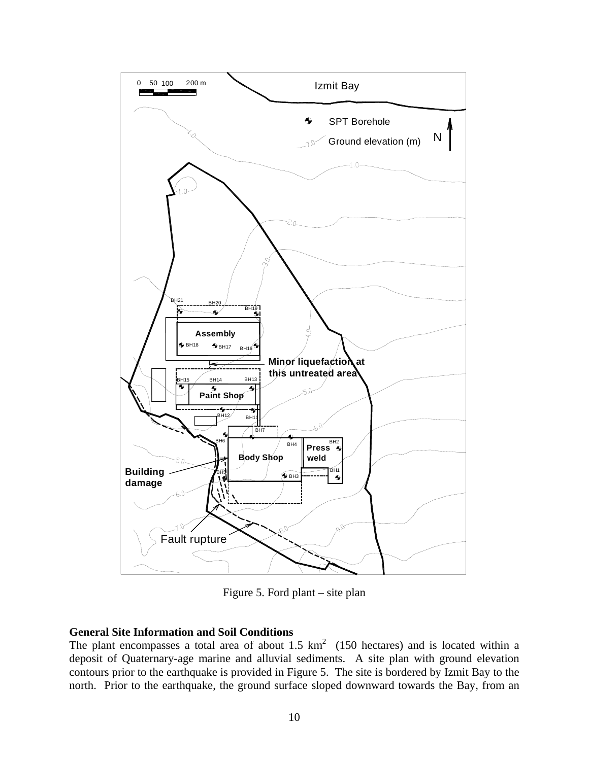Figure 5. Ford plant – site plan

### General Site Information and Soil Conditions

The plant encompasses a total area of about 1.5 $km^2$ (150 hectares) and is located within a deposit of Quaternary-age marine and alluvial sediments. A site plan with ground elevation contours prior to the earthquake is provided in Figure 5. The site is bordered by Izmit Bay to the north. Prior to the earthquake, the ground surface sloped downward towards the Bay, from an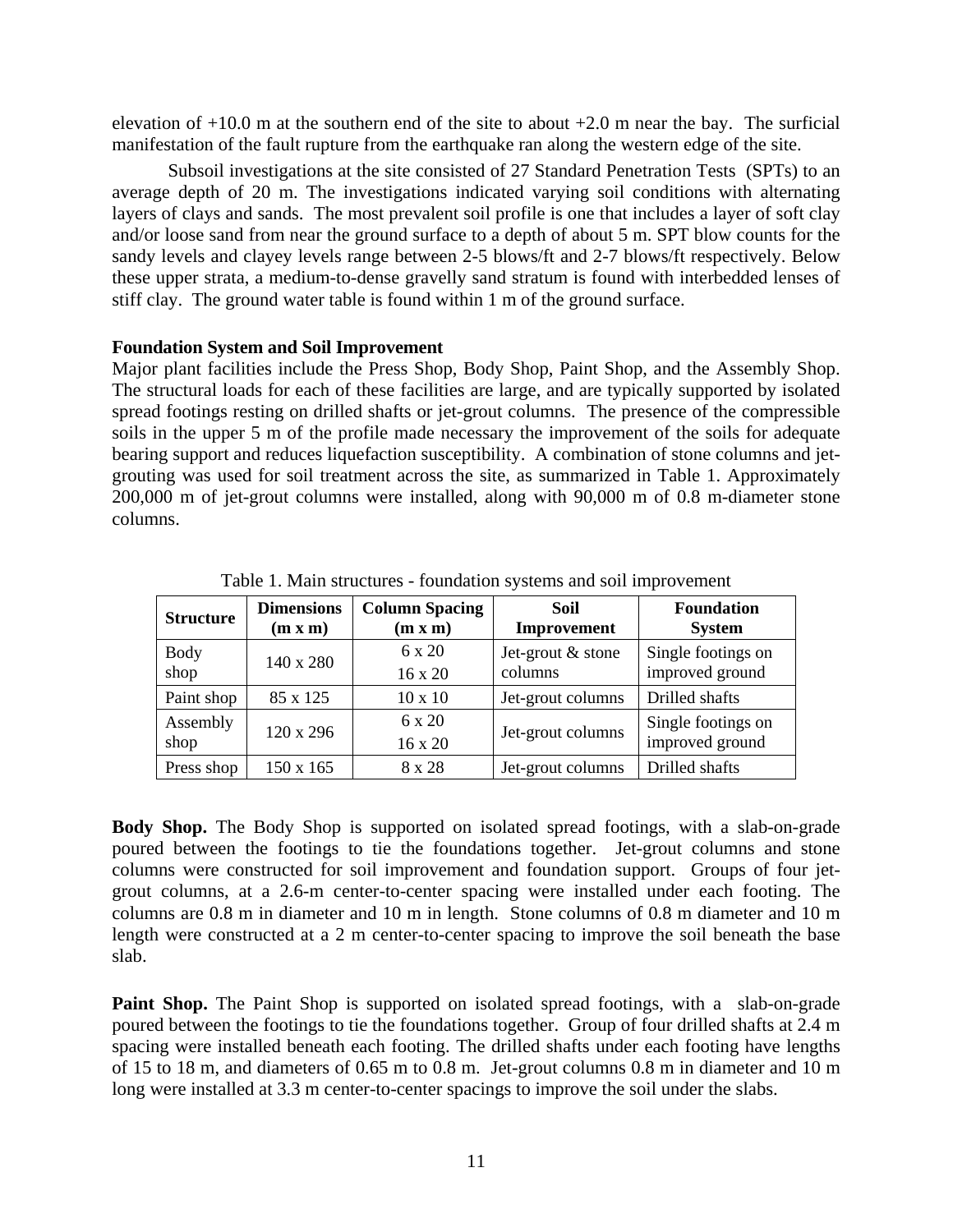elevation of +10.0 m at the southern end of the site to about +2.0 m near the bay. The surficial manifestation of the fault rupture from the earthquake ran along the western edge of the site.

Subsoil investigations at the site consisted of 27 Standard Penetration Tests (SPTs) to an average depth of 20 m. The investigations indicated varying soil conditions with alternating layers of clays and sands. The most prevalent soil profile is one that includes a layer of soft clay and/or loose sand from near the ground surface to a depth of about 5 m. SPT blow counts for the sandy levels and clayey levels range between 2-5 blows/ft and 2-7 blows/ft respectively. Below these upper strata, a medium-to-dense gravelly sand stratum is found with interbedded lenses of stiff clay. The ground water table is found within 1 m of the ground surface.

**Foundation System and Soil Improvement**

Major plant facilities include the Press Shop, Body Shop, Paint Shop, and the Assembly Shop. The structural loads for each of these facilities are large, and are typically supported by isolated spread footings resting on drilled shafts or jet-grout columns. The presence of the compressible soils in the upper 5 m of the profile made necessary the improvement of the soils for adequate bearing support and reduces liquefaction susceptibility. A combination of stone columns and jet-grouting was used for soil treatment across the site, as summarized in Table 1. Approximately 200,000 m of jet-grout columns were installed, along with 90,000 m of 0.8 m-diameter stone columns.

Table 1. Main structures - foundation systems and soil improvement

| Structure | Dimensions (m x m) | Column Spacing (m x m) | Soil Improvement | Foundation System |
|---|---|---|---|---|
| Body shop | 140 x 280 | 6 x 20<br>16 x 20 | Jet-grout & stone columns | Single footings on improved ground |
| Paint shop | 85 x 125 | 10 x 10 | Jet-grout columns | Drilled shafts |
| Assembly shop | 120 x 296 | 6 x 20<br>16 x 20 | Jet-grout columns | Single footings on improved ground |
| Press shop | 150 x 165 | 8 x 28 | Jet-grout columns | Drilled shafts |

**Body Shop.** The Body Shop is supported on isolated spread footings, with a slab-on-grade poured between the footings to tie the foundations together. Jet-grout columns and stone columns were constructed for soil improvement and foundation support. Groups of four jet-grout columns, at a 2.6-m center-to-center spacing were installed under each footing. The columns are 0.8 m in diameter and 10 m in length. Stone columns of 0.8 m diameter and 10 m length were constructed at a 2 m center-to-center spacing to improve the soil beneath the base slab.

**Paint Shop.** The Paint Shop is supported on isolated spread footings, with a slab-on-grade poured between the footings to tie the foundations together. Group of four drilled shafts at 2.4 m spacing were installed beneath each footing. The drilled shafts under each footing have lengths of 15 to 18 m, and diameters of 0.65 m to 0.8 m. Jet-grout columns 0.8 m in diameter and 10 m long were installed at 3.3 m center-to-center spacings to improve the soil under the slabs.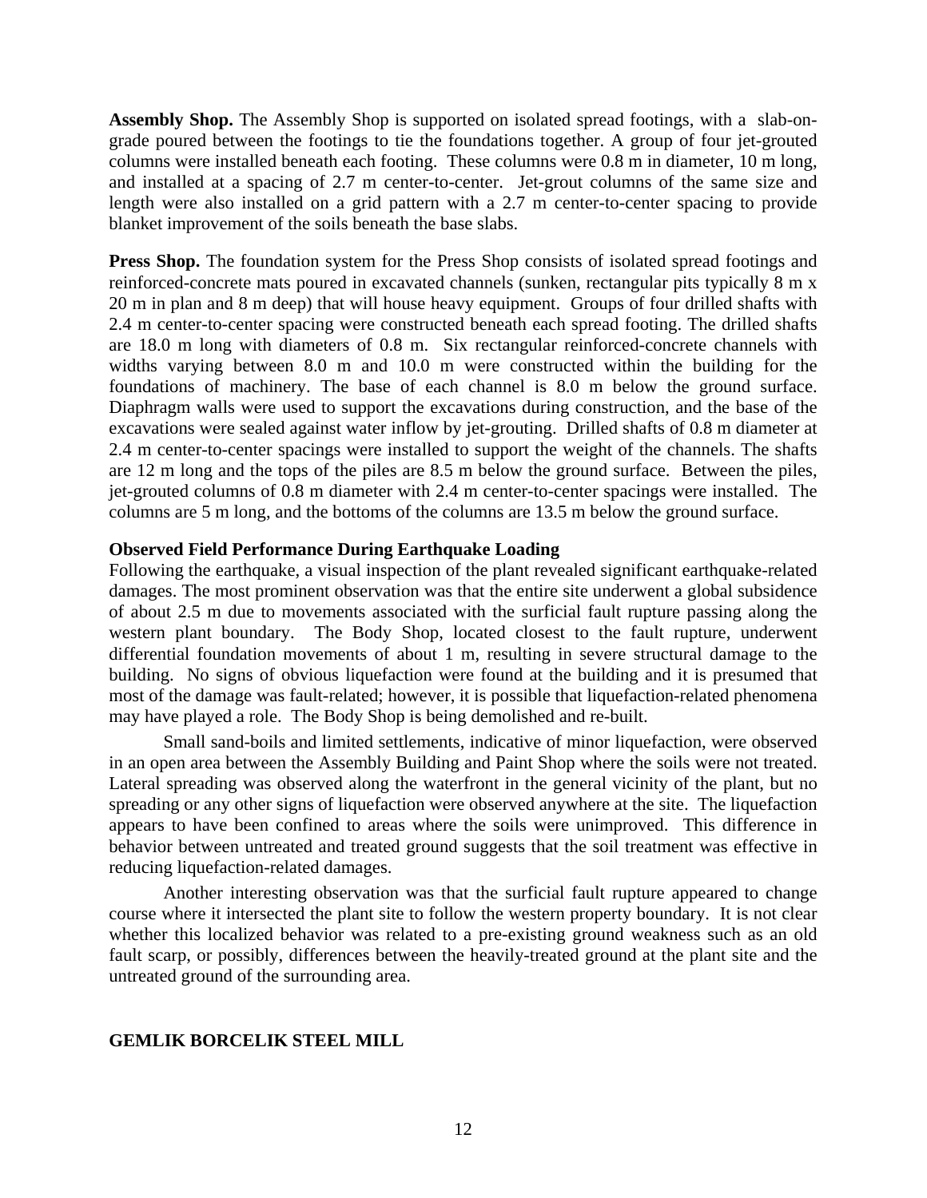**Assembly Shop.** The Assembly Shop is supported on isolated spread footings, with a slab-on-grade poured between the footings to tie the foundations together. A group of four jet-grouted columns were installed beneath each footing. These columns were 0.8 m in diameter, 10 m long, and installed at a spacing of 2.7 m center-to-center. Jet-grout columns of the same size and length were also installed on a grid pattern with a 2.7 m center-to-center spacing to provide blanket improvement of the soils beneath the base slabs.

**Press Shop.** The foundation system for the Press Shop consists of isolated spread footings and reinforced-concrete mats poured in excavated channels (sunken, rectangular pits typically 8 m x 20 m in plan and 8 m deep) that will house heavy equipment. Groups of four drilled shafts with 2.4 m center-to-center spacing were constructed beneath each spread footing. The drilled shafts are 18.0 m long with diameters of 0.8 m. Six rectangular reinforced-concrete channels with widths varying between 8.0 m and 10.0 m were constructed within the building for the foundations of machinery. The base of each channel is 8.0 m below the ground surface. Diaphragm walls were used to support the excavations during construction, and the base of the excavations were sealed against water inflow by jet-grouting. Drilled shafts of 0.8 m diameter at 2.4 m center-to-center spacings were installed to support the weight of the channels. The shafts are 12 m long and the tops of the piles are 8.5 m below the ground surface. Between the piles, jet-grouted columns of 0.8 m diameter with 2.4 m center-to-center spacings were installed. The columns are 5 m long, and the bottoms of the columns are 13.5 m below the ground surface.

### Observed Field Performance During Earthquake Loading

Following the earthquake, a visual inspection of the plant revealed significant earthquake-related damages. The most prominent observation was that the entire site underwent a global subsidence of about 2.5 m due to movements associated with the surficial fault rupture passing along the western plant boundary. The Body Shop, located closest to the fault rupture, underwent differential foundation movements of about 1 m, resulting in severe structural damage to the building. No signs of obvious liquefaction were found at the building and it is presumed that most of the damage was fault-related; however, it is possible that liquefaction-related phenomena may have played a role. The Body Shop is being demolished and re-built.

Small sand-boils and limited settlements, indicative of minor liquefaction, were observed in an open area between the Assembly Building and Paint Shop where the soils were not treated. Lateral spreading was observed along the waterfront in the general vicinity of the plant, but no spreading or any other signs of liquefaction were observed anywhere at the site. The liquefaction appears to have been confined to areas where the soils were unimproved. This difference in behavior between untreated and treated ground suggests that the soil treatment was effective in reducing liquefaction-related damages.

Another interesting observation was that the surficial fault rupture appeared to change course where it intersected the plant site to follow the western property boundary. It is not clear whether this localized behavior was related to a pre-existing ground weakness such as an old fault scarp, or possibly, differences between the heavily-treated ground at the plant site and the untreated ground of the surrounding area.

## GEMLIK BORCELIK STEEL MILL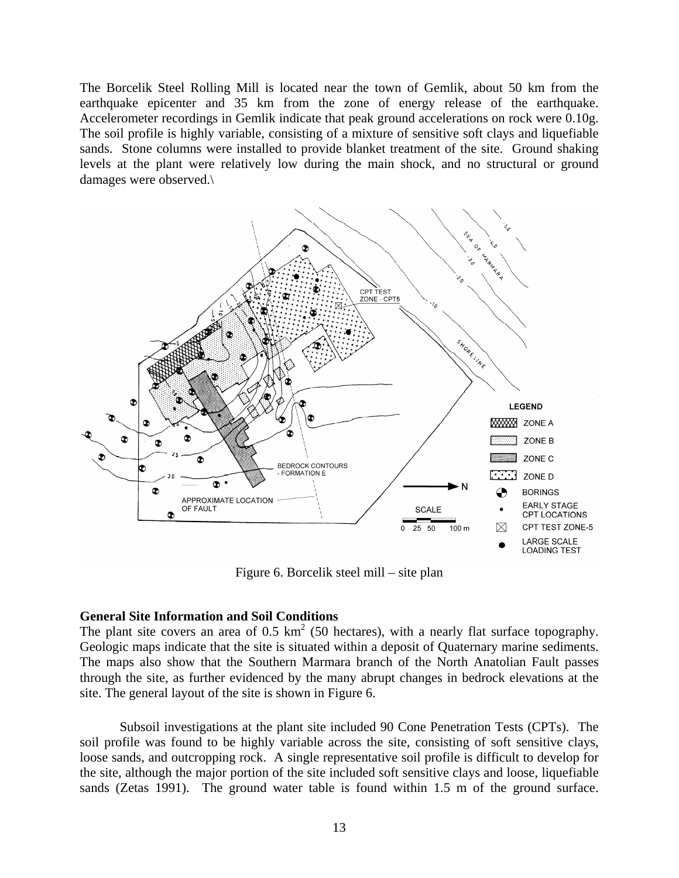The Borcelik Steel Rolling Mill is located near the town of Gemlik, about 50 km from the earthquake epicenter and 35 km from the zone of energy release of the earthquake. Accelerometer recordings in Gemlik indicate that peak ground accelerations on rock were 0.10g. The soil profile is highly variable, consisting of a mixture of sensitive soft clays and liquefiable sands. Stone columns were installed to provide blanket treatment of the site. Ground shaking levels at the plant were relatively low during the main shock, and no structural or ground damages were observed.\

Figure 6. Borcelik steel mill – site plan

**General Site Information and Soil Conditions**

The plant site covers an area of 0.5 km$^2$ (50 hectares), with a nearly flat surface topography. Geologic maps indicate that the site is situated within a deposit of Quaternary marine sediments. The maps also show that the Southern Marmara branch of the North Anatolian Fault passes through the site, as further evidenced by the many abrupt changes in bedrock elevations at the site. The general layout of the site is shown in Figure 6.

Subsoil investigations at the plant site included 90 Cone Penetration Tests (CPTs). The soil profile was found to be highly variable across the site, consisting of soft sensitive clays, loose sands, and outcropping rock. A single representative soil profile is difficult to develop for the site, although the major portion of the site included soft sensitive clays and loose, liquefiable sands (Zetas 1991). The ground water table is found within 1.5 m of the ground surface.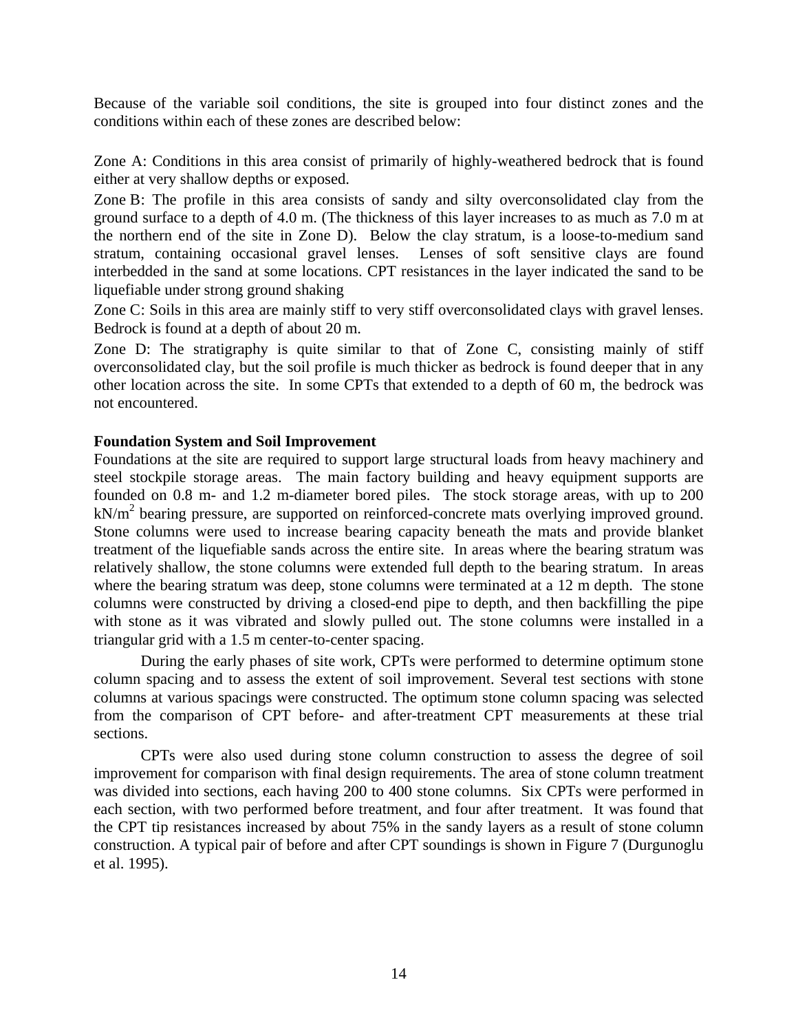Because of the variable soil conditions, the site is grouped into four distinct zones and the conditions within each of these zones are described below:

Zone A: Conditions in this area consist of primarily of highly-weathered bedrock that is found either at very shallow depths or exposed.

Zone B: The profile in this area consists of sandy and silty overconsolidated clay from the ground surface to a depth of 4.0 m. (The thickness of this layer increases to as much as 7.0 m at the northern end of the site in Zone D). Below the clay stratum, is a loose-to-medium sand stratum, containing occasional gravel lenses. Lenses of soft sensitive clays are found interbedded in the sand at some locations. CPT resistances in the layer indicated the sand to be liquefiable under strong ground shaking

Zone C: Soils in this area are mainly stiff to very stiff overconsolidated clays with gravel lenses. Bedrock is found at a depth of about 20 m.

Zone D: The stratigraphy is quite similar to that of Zone C, consisting mainly of stiff overconsolidated clay, but the soil profile is much thicker as bedrock is found deeper that in any other location across the site. In some CPTs that extended to a depth of 60 m, the bedrock was not encountered.

**Foundation System and Soil Improvement**

Foundations at the site are required to support large structural loads from heavy machinery and steel stockpile storage areas. The main factory building and heavy equipment supports are founded on 0.8 m- and 1.2 m-diameter bored piles. The stock storage areas, with up to 200 $kN/m^2$ bearing pressure, are supported on reinforced-concrete mats overlying improved ground. Stone columns were used to increase bearing capacity beneath the mats and provide blanket treatment of the liquefiable sands across the entire site. In areas where the bearing stratum was relatively shallow, the stone columns were extended full depth to the bearing stratum. In areas where the bearing stratum was deep, stone columns were terminated at a 12 m depth. The stone columns were constructed by driving a closed-end pipe to depth, and then backfilling the pipe with stone as it was vibrated and slowly pulled out. The stone columns were installed in a triangular grid with a 1.5 m center-to-center spacing.

During the early phases of site work, CPTs were performed to determine optimum stone column spacing and to assess the extent of soil improvement. Several test sections with stone columns at various spacings were constructed. The optimum stone column spacing was selected from the comparison of CPT before- and after-treatment CPT measurements at these trial sections.

CPTs were also used during stone column construction to assess the degree of soil improvement for comparison with final design requirements. The area of stone column treatment was divided into sections, each having 200 to 400 stone columns. Six CPTs were performed in each section, with two performed before treatment, and four after treatment. It was found that the CPT tip resistances increased by about 75% in the sandy layers as a result of stone column construction. A typical pair of before and after CPT soundings is shown in Figure 7 (Durgunoglu et al. 1995).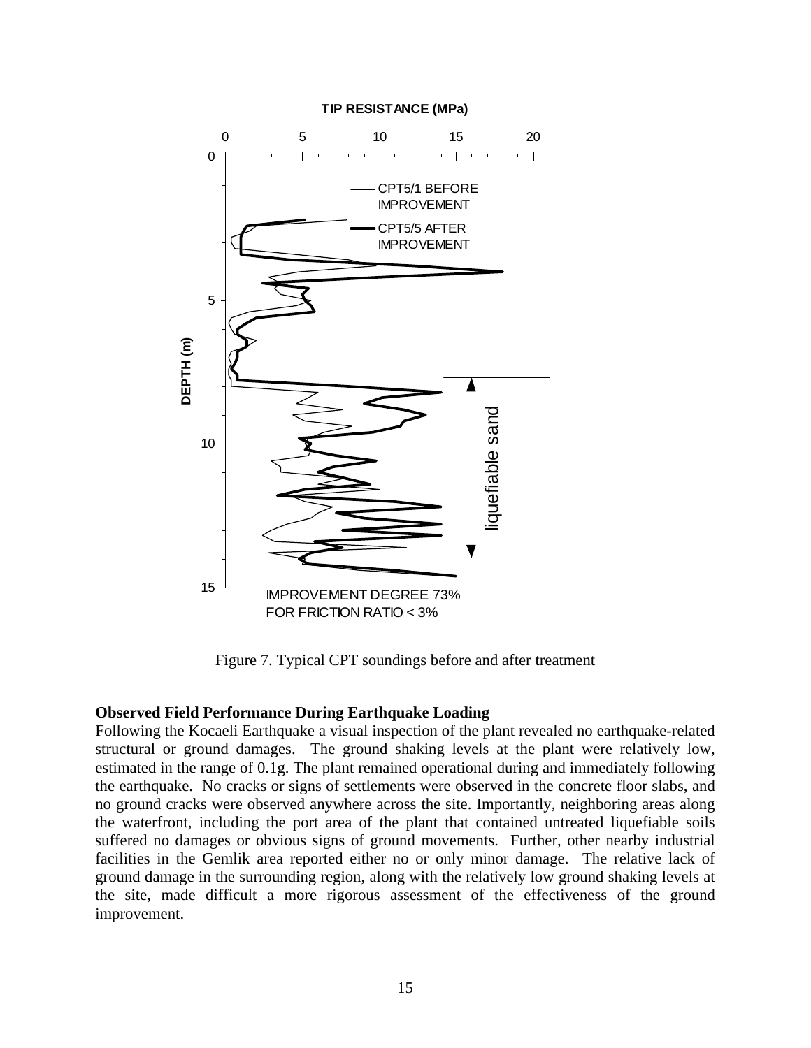Figure 7. Typical CPT soundings before and after treatment

### Observed Field Performance During Earthquake Loading

Following the Kocaeli Earthquake a visual inspection of the plant revealed no earthquake-related structural or ground damages. The ground shaking levels at the plant were relatively low, estimated in the range of 0.1g. The plant remained operational during and immediately following the earthquake. No cracks or signs of settlements were observed in the concrete floor slabs, and no ground cracks were observed anywhere across the site. Importantly, neighboring areas along the waterfront, including the port area of the plant that contained untreated liquefiable soils suffered no damages or obvious signs of ground movements. Further, other nearby industrial facilities in the Gemlik area reported either no or only minor damage. The relative lack of ground damage in the surrounding region, along with the relatively low ground shaking levels at the site, made difficult a more rigorous assessment of the effectiveness of the ground improvement.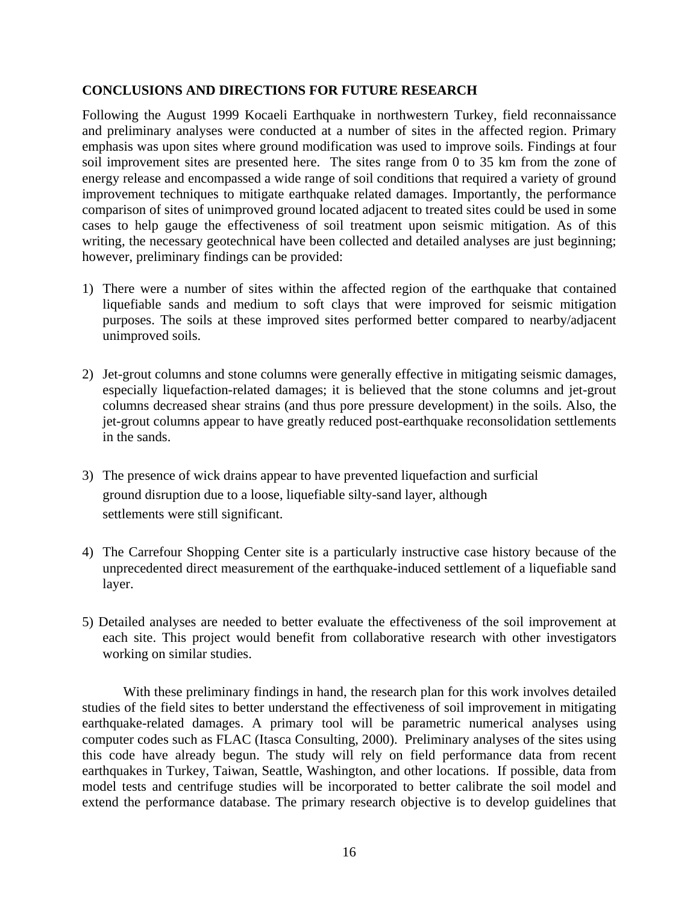## CONCLUSIONS AND DIRECTIONS FOR FUTURE RESEARCH

Following the August 1999 Kocaeli Earthquake in northwestern Turkey, field reconnaissance and preliminary analyses were conducted at a number of sites in the affected region. Primary emphasis was upon sites where ground modification was used to improve soils. Findings at four soil improvement sites are presented here. The sites range from 0 to 35 km from the zone of energy release and encompassed a wide range of soil conditions that required a variety of ground improvement techniques to mitigate earthquake related damages. Importantly, the performance comparison of sites of unimproved ground located adjacent to treated sites could be used in some cases to help gauge the effectiveness of soil treatment upon seismic mitigation. As of this writing, the necessary geotechnical have been collected and detailed analyses are just beginning; however, preliminary findings can be provided:

1) There were a number of sites within the affected region of the earthquake that contained liquefiable sands and medium to soft clays that were improved for seismic mitigation purposes. The soils at these improved sites performed better compared to nearby/adjacent unimproved soils.

2) Jet-grout columns and stone columns were generally effective in mitigating seismic damages, especially liquefaction-related damages; it is believed that the stone columns and jet-grout columns decreased shear strains (and thus pore pressure development) in the soils. Also, the jet-grout columns appear to have greatly reduced post-earthquake reconsolidation settlements in the sands.

3) The presence of wick drains appear to have prevented liquefaction and surficial ground disruption due to a loose, liquefiable silty-sand layer, although settlements were still significant.

4) The Carrefour Shopping Center site is a particularly instructive case history because of the unprecedented direct measurement of the earthquake-induced settlement of a liquefiable sand layer.

5) Detailed analyses are needed to better evaluate the effectiveness of the soil improvement at each site. This project would benefit from collaborative research with other investigators working on similar studies.

With these preliminary findings in hand, the research plan for this work involves detailed studies of the field sites to better understand the effectiveness of soil improvement in mitigating earthquake-related damages. A primary tool will be parametric numerical analyses using computer codes such as FLAC (Itasca Consulting, 2000). Preliminary analyses of the sites using this code have already begun. The study will rely on field performance data from recent earthquakes in Turkey, Taiwan, Seattle, Washington, and other locations. If possible, data from model tests and centrifuge studies will be incorporated to better calibrate the soil model and extend the performance database. The primary research objective is to develop guidelines that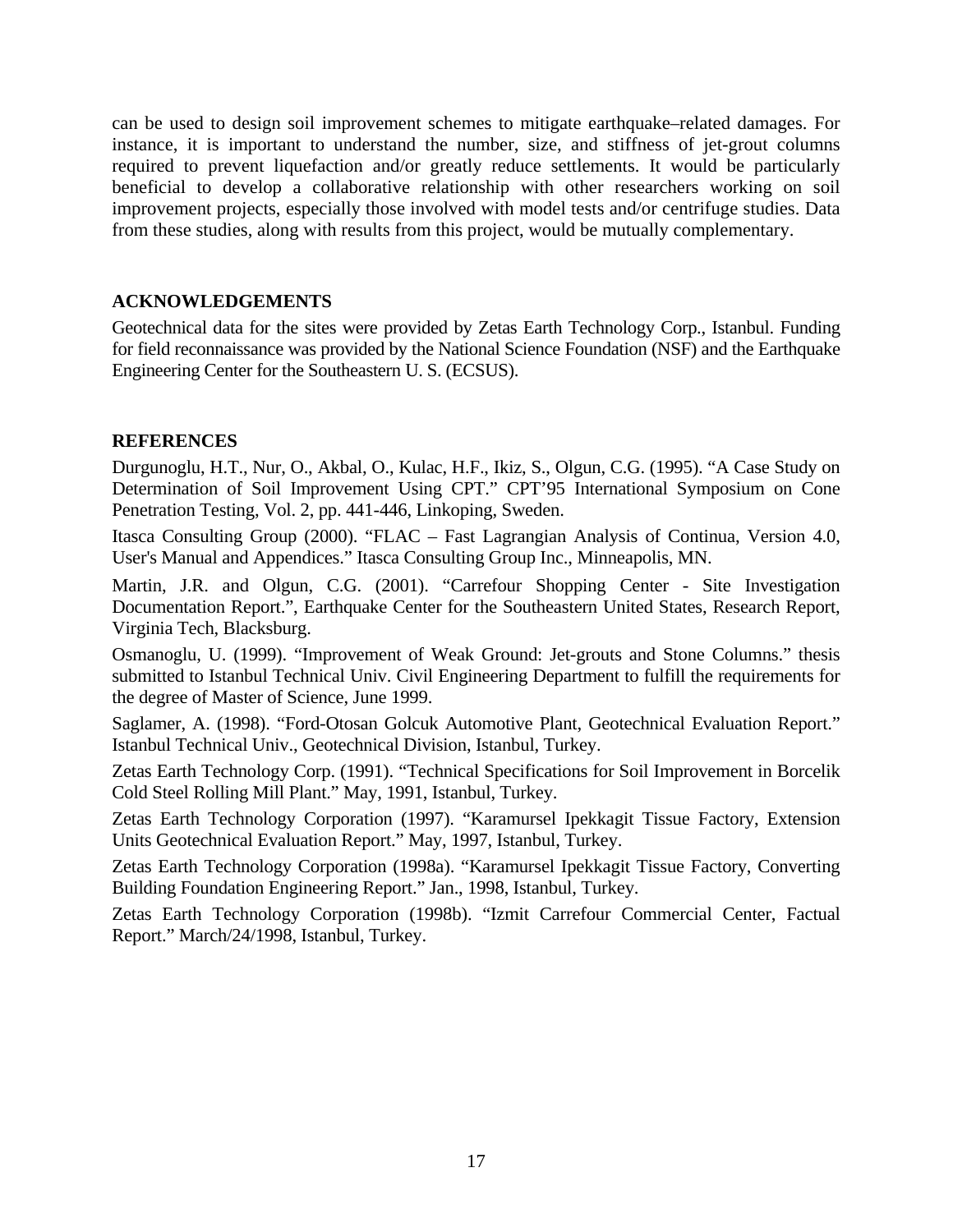can be used to design soil improvement schemes to mitigate earthquake–related damages. For instance, it is important to understand the number, size, and stiffness of jet-grout columns required to prevent liquefaction and/or greatly reduce settlements. It would be particularly beneficial to develop a collaborative relationship with other researchers working on soil improvement projects, especially those involved with model tests and/or centrifuge studies. Data from these studies, along with results from this project, would be mutually complementary.

## ACKNOWLEDGEMENTS

Geotechnical data for the sites were provided by Zetas Earth Technology Corp., Istanbul. Funding for field reconnaissance was provided by the National Science Foundation (NSF) and the Earthquake Engineering Center for the Southeastern U. S. (ECSUS).

## REFERENCES

Durgunoglu, H.T., Nur, O., Akbal, O., Kulac, H.F., Ikiz, S., Olgun, C.G. (1995). "A Case Study on Determination of Soil Improvement Using CPT." CPT'95 International Symposium on Cone Penetration Testing, Vol. 2, pp. 441-446, Linkoping, Sweden.

Itasca Consulting Group (2000). "FLAC – Fast Lagrangian Analysis of Continua, Version 4.0, User's Manual and Appendices." Itasca Consulting Group Inc., Minneapolis, MN.

Martin, J.R. and Olgun, C.G. (2001). "Carrefour Shopping Center - Site Investigation Documentation Report.", Earthquake Center for the Southeastern United States, Research Report, Virginia Tech, Blacksburg.

Osmanoglu, U. (1999). "Improvement of Weak Ground: Jet-grouts and Stone Columns." thesis submitted to Istanbul Technical Univ. Civil Engineering Department to fulfill the requirements for the degree of Master of Science, June 1999.

Saglamer, A. (1998). "Ford-Otosan Golcuk Automotive Plant, Geotechnical Evaluation Report." Istanbul Technical Univ., Geotechnical Division, Istanbul, Turkey.

Zetas Earth Technology Corp. (1991). "Technical Specifications for Soil Improvement in Borcelik Cold Steel Rolling Mill Plant." May, 1991, Istanbul, Turkey.

Zetas Earth Technology Corporation (1997). "Karamursel Ipekkagit Tissue Factory, Extension Units Geotechnical Evaluation Report." May, 1997, Istanbul, Turkey.

Zetas Earth Technology Corporation (1998a). "Karamursel Ipekkagit Tissue Factory, Converting Building Foundation Engineering Report." Jan., 1998, Istanbul, Turkey.

Zetas Earth Technology Corporation (1998b). "Izmit Carrefour Commercial Center, Factual Report." March/24/1998, Istanbul, Turkey.